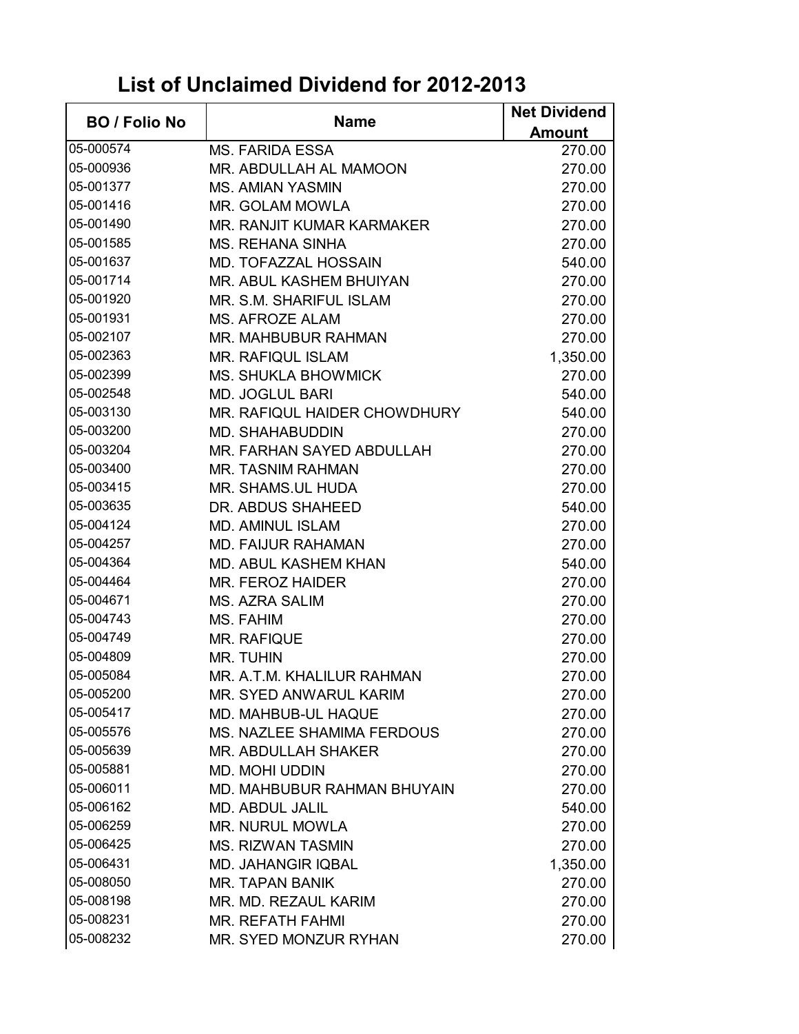# List of Unclaimed Dividend for 2012-2013

| BO / Folio No | Name | Net Dividend Amount |
|---|---|---|
| 05-000574 | MS. FARIDA ESSA | 270.00 |
| 05-000936 | MR. ABDULLAH AL MAMOON | 270.00 |
| 05-001377 | MS. AMIAN YASMIN | 270.00 |
| 05-001416 | MR. GOLAM MOWLA | 270.00 |
| 05-001490 | MR. RANJIT KUMAR KARMAKER | 270.00 |
| 05-001585 | MS. REHANA SINHA | 270.00 |
| 05-001637 | MD. TOFAZZAL HOSSAIN | 540.00 |
| 05-001714 | MR. ABUL KASHEM BHUIYAN | 270.00 |
| 05-001920 | MR. S.M. SHARIFUL ISLAM | 270.00 |
| 05-001931 | MS. AFROZE ALAM | 270.00 |
| 05-002107 | MR. MAHBUBUR RAHMAN | 270.00 |
| 05-002363 | MR. RAFIQUL ISLAM | 1,350.00 |
| 05-002399 | MS. SHUKLA BHOWMICK | 270.00 |
| 05-002548 | MD. JOGLUL BARI | 540.00 |
| 05-003130 | MR. RAFIQUL HAIDER CHOWDHURY | 540.00 |
| 05-003200 | MD. SHAHABUDDIN | 270.00 |
| 05-003204 | MR. FARHAN SAYED ABDULLAH | 270.00 |
| 05-003400 | MR. TASNIM RAHMAN | 270.00 |
| 05-003415 | MR. SHAMS.UL HUDA | 270.00 |
| 05-003635 | DR. ABDUS SHAHEED | 540.00 |
| 05-004124 | MD. AMINUL ISLAM | 270.00 |
| 05-004257 | MD. FAIJUR RAHAMAN | 270.00 |
| 05-004364 | MD. ABUL KASHEM KHAN | 540.00 |
| 05-004464 | MR. FEROZ HAIDER | 270.00 |
| 05-004671 | MS. AZRA SALIM | 270.00 |
| 05-004743 | MS. FAHIM | 270.00 |
| 05-004749 | MR. RAFIQUE | 270.00 |
| 05-004809 | MR. TUHIN | 270.00 |
| 05-005084 | MR. A.T.M. KHALILUR RAHMAN | 270.00 |
| 05-005200 | MR. SYED ANWARUL KARIM | 270.00 |
| 05-005417 | MD. MAHBUB-UL HAQUE | 270.00 |
| 05-005576 | MS. NAZLEE SHAMIMA FERDOUS | 270.00 |
| 05-005639 | MR. ABDULLAH SHAKER | 270.00 |
| 05-005881 | MD. MOHI UDDIN | 270.00 |
| 05-006011 | MD. MAHBUBUR RAHMAN BHUYAIN | 270.00 |
| 05-006162 | MD. ABDUL JALIL | 540.00 |
| 05-006259 | MR. NURUL MOWLA | 270.00 |
| 05-006425 | MS. RIZWAN TASMIN | 270.00 |
| 05-006431 | MD. JAHANGIR IQBAL | 1,350.00 |
| 05-008050 | MR. TAPAN BANIK | 270.00 |
| 05-008198 | MR. MD. REZAUL KARIM | 270.00 |
| 05-008231 | MR. REFATH FAHMI | 270.00 |
| 05-008232 | MR. SYED MONZUR RYHAN | 270.00 |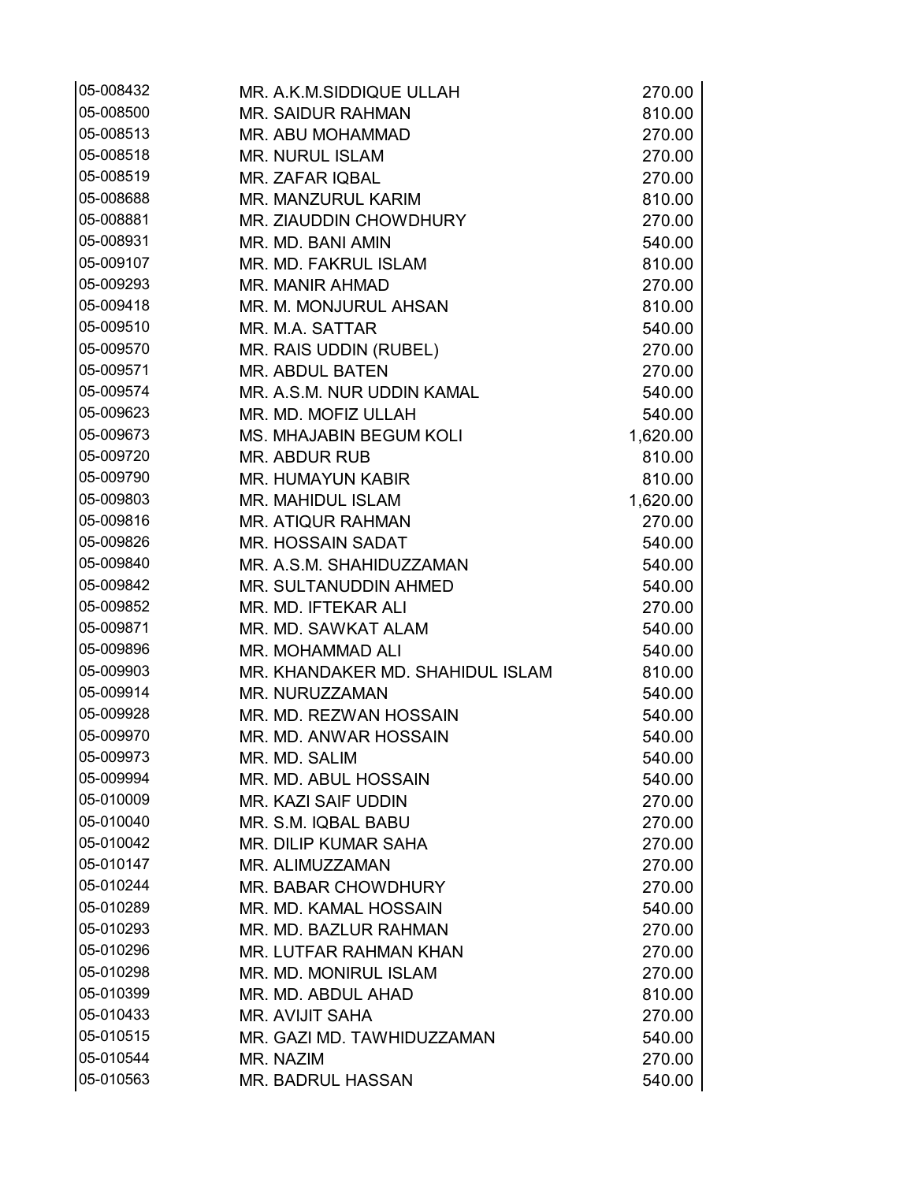| | | |
|---|---|---|
| 05-008432 | MR. A.K.M.SIDDIQUE ULLAH | 270.00 |
| 05-008500 | MR. SAIDUR RAHMAN | 810.00 |
| 05-008513 | MR. ABU MOHAMMAD | 270.00 |
| 05-008518 | MR. NURUL ISLAM | 270.00 |
| 05-008519 | MR. ZAFAR IQBAL | 270.00 |
| 05-008688 | MR. MANZURUL KARIM | 810.00 |
| 05-008881 | MR. ZIAUDDIN CHOWDHURY | 270.00 |
| 05-008931 | MR. MD. BANI AMIN | 540.00 |
| 05-009107 | MR. MD. FAKRUL ISLAM | 810.00 |
| 05-009293 | MR. MANIR AHMAD | 270.00 |
| 05-009418 | MR. M. MONJURUL AHSAN | 810.00 |
| 05-009510 | MR. M.A. SATTAR | 540.00 |
| 05-009570 | MR. RAIS UDDIN (RUBEL) | 270.00 |
| 05-009571 | MR. ABDUL BATEN | 270.00 |
| 05-009574 | MR. A.S.M. NUR UDDIN KAMAL | 540.00 |
| 05-009623 | MR. MD. MOFIZ ULLAH | 540.00 |
| 05-009673 | MS. MHAJABIN BEGUM KOLI | 1,620.00 |
| 05-009720 | MR. ABDUR RUB | 810.00 |
| 05-009790 | MR. HUMAYUN KABIR | 810.00 |
| 05-009803 | MR. MAHIDUL ISLAM | 1,620.00 |
| 05-009816 | MR. ATIQUR RAHMAN | 270.00 |
| 05-009826 | MR. HOSSAIN SADAT | 540.00 |
| 05-009840 | MR. A.S.M. SHAHIDUZZAMAN | 540.00 |
| 05-009842 | MR. SULTANUDDIN AHMED | 540.00 |
| 05-009852 | MR. MD. IFTEKAR ALI | 270.00 |
| 05-009871 | MR. MD. SAWKAT ALAM | 540.00 |
| 05-009896 | MR. MOHAMMAD ALI | 540.00 |
| 05-009903 | MR. KHANDAKER MD. SHAHIDUL ISLAM | 810.00 |
| 05-009914 | MR. NURUZZAMAN | 540.00 |
| 05-009928 | MR. MD. REZWAN HOSSAIN | 540.00 |
| 05-009970 | MR. MD. ANWAR HOSSAIN | 540.00 |
| 05-009973 | MR. MD. SALIM | 540.00 |
| 05-009994 | MR. MD. ABUL HOSSAIN | 540.00 |
| 05-010009 | MR. KAZI SAIF UDDIN | 270.00 |
| 05-010040 | MR. S.M. IQBAL BABU | 270.00 |
| 05-010042 | MR. DILIP KUMAR SAHA | 270.00 |
| 05-010147 | MR. ALIMUZZAMAN | 270.00 |
| 05-010244 | MR. BABAR CHOWDHURY | 270.00 |
| 05-010289 | MR. MD. KAMAL HOSSAIN | 540.00 |
| 05-010293 | MR. MD. BAZLUR RAHMAN | 270.00 |
| 05-010296 | MR. LUTFAR RAHMAN KHAN | 270.00 |
| 05-010298 | MR. MD. MONIRUL ISLAM | 270.00 |
| 05-010399 | MR. MD. ABDUL AHAD | 810.00 |
| 05-010433 | MR. AVIJIT SAHA | 270.00 |
| 05-010515 | MR. GAZI MD. TAWHIDUZZAMAN | 540.00 |
| 05-010544 | MR. NAZIM | 270.00 |
| 05-010563 | MR. BADRUL HASSAN | 540.00 |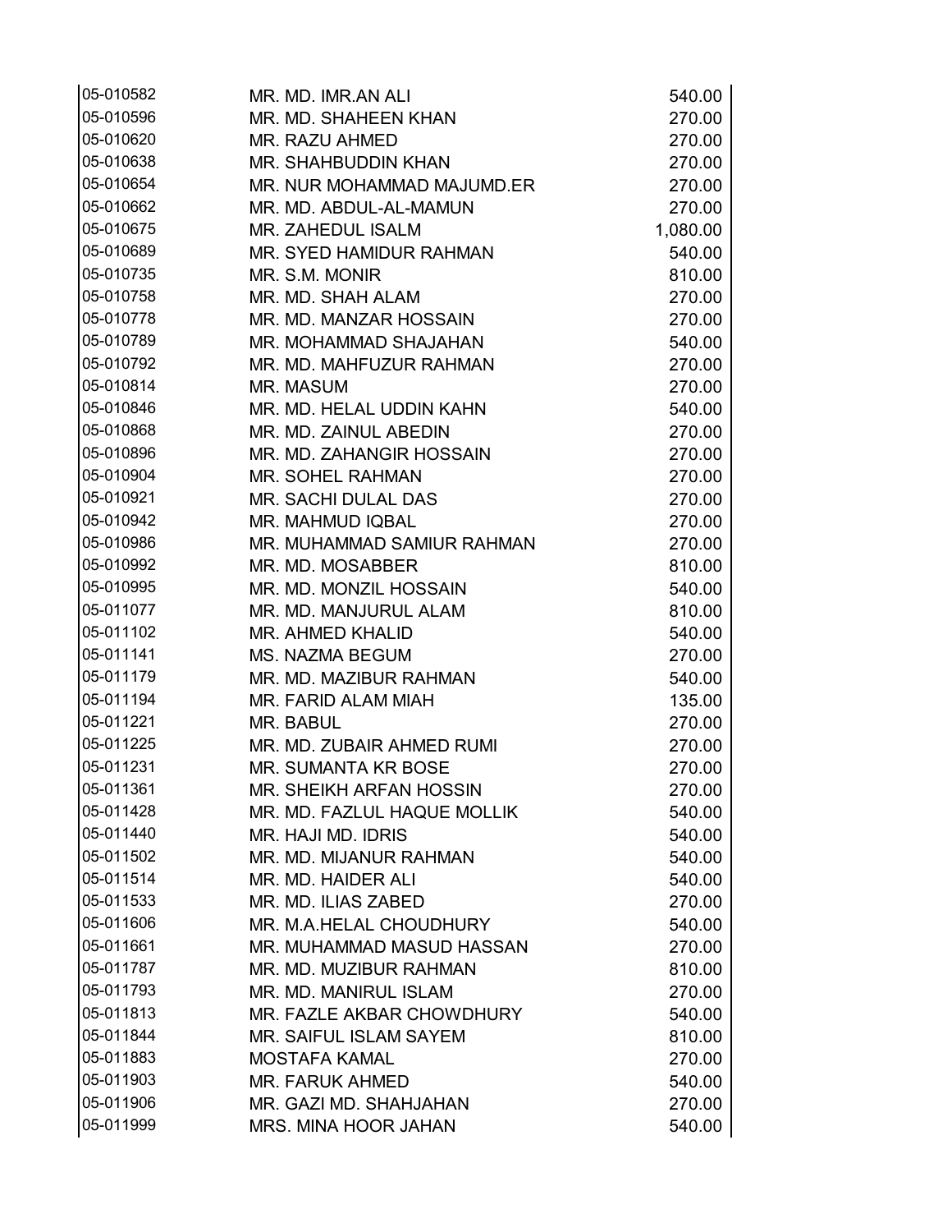| | | |
|---|---|---|
| 05-010582 | MR. MD. IMR.AN ALI | 540.00 |
| 05-010596 | MR. MD. SHAHEEN KHAN | 270.00 |
| 05-010620 | MR. RAZU AHMED | 270.00 |
| 05-010638 | MR. SHAHBUDDIN KHAN | 270.00 |
| 05-010654 | MR. NUR MOHAMMAD MAJUMD.ER | 270.00 |
| 05-010662 | MR. MD. ABDUL-AL-MAMUN | 270.00 |
| 05-010675 | MR. ZAHEDUL ISALM | 1,080.00 |
| 05-010689 | MR. SYED HAMIDUR RAHMAN | 540.00 |
| 05-010735 | MR. S.M. MONIR | 810.00 |
| 05-010758 | MR. MD. SHAH ALAM | 270.00 |
| 05-010778 | MR. MD. MANZAR HOSSAIN | 270.00 |
| 05-010789 | MR. MOHAMMAD SHAJAHAN | 540.00 |
| 05-010792 | MR. MD. MAHFUZUR RAHMAN | 270.00 |
| 05-010814 | MR. MASUM | 270.00 |
| 05-010846 | MR. MD. HELAL UDDIN KAHN | 540.00 |
| 05-010868 | MR. MD. ZAINUL ABEDIN | 270.00 |
| 05-010896 | MR. MD. ZAHANGIR HOSSAIN | 270.00 |
| 05-010904 | MR. SOHEL RAHMAN | 270.00 |
| 05-010921 | MR. SACHI DULAL DAS | 270.00 |
| 05-010942 | MR. MAHMUD IQBAL | 270.00 |
| 05-010986 | MR. MUHAMMAD SAMIUR RAHMAN | 270.00 |
| 05-010992 | MR. MD. MOSABBER | 810.00 |
| 05-010995 | MR. MD. MONZIL HOSSAIN | 540.00 |
| 05-011077 | MR. MD. MANJURUL ALAM | 810.00 |
| 05-011102 | MR. AHMED KHALID | 540.00 |
| 05-011141 | MS. NAZMA BEGUM | 270.00 |
| 05-011179 | MR. MD. MAZIBUR RAHMAN | 540.00 |
| 05-011194 | MR. FARID ALAM MIAH | 135.00 |
| 05-011221 | MR. BABUL | 270.00 |
| 05-011225 | MR. MD. ZUBAIR AHMED RUMI | 270.00 |
| 05-011231 | MR. SUMANTA KR BOSE | 270.00 |
| 05-011361 | MR. SHEIKH ARFAN HOSSIN | 270.00 |
| 05-011428 | MR. MD. FAZLUL HAQUE MOLLIK | 540.00 |
| 05-011440 | MR. HAJI MD. IDRIS | 540.00 |
| 05-011502 | MR. MD. MIJANUR RAHMAN | 540.00 |
| 05-011514 | MR. MD. HAIDER ALI | 540.00 |
| 05-011533 | MR. MD. ILIAS ZABED | 270.00 |
| 05-011606 | MR. M.A.HELAL CHOUDHURY | 540.00 |
| 05-011661 | MR. MUHAMMAD MASUD HASSAN | 270.00 |
| 05-011787 | MR. MD. MUZIBUR RAHMAN | 810.00 |
| 05-011793 | MR. MD. MANIRUL ISLAM | 270.00 |
| 05-011813 | MR. FAZLE AKBAR CHOWDHURY | 540.00 |
| 05-011844 | MR. SAIFUL ISLAM SAYEM | 810.00 |
| 05-011883 | MOSTAFA KAMAL | 270.00 |
| 05-011903 | MR. FARUK AHMED | 540.00 |
| 05-011906 | MR. GAZI MD. SHAHJAHAN | 270.00 |
| 05-011999 | MRS. MINA HOOR JAHAN | 540.00 |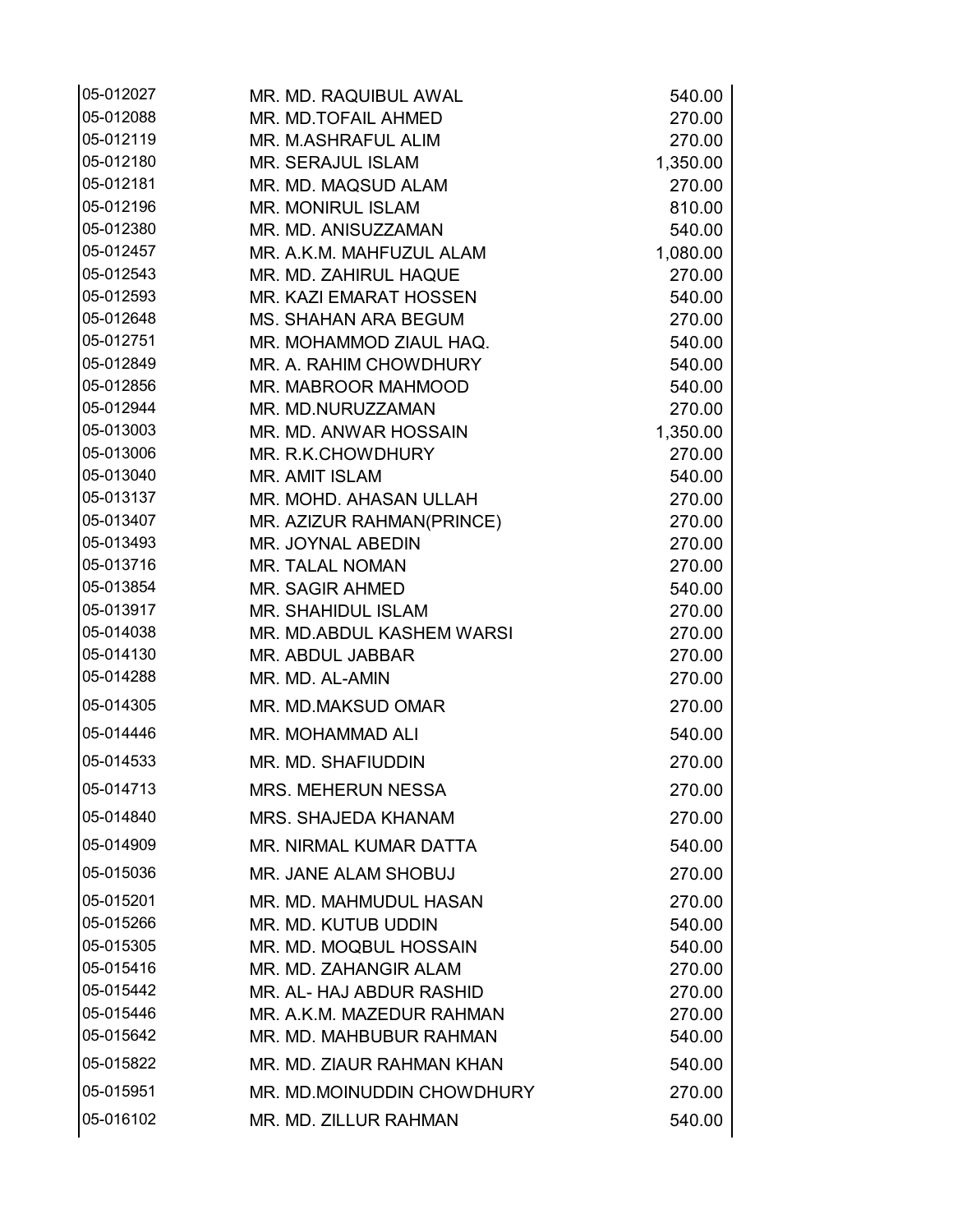| | | |
|---|---|---|
| 05-012027 | MR. MD. RAQUIBUL AWAL | 540.00 |
| 05-012088 | MR. MD.TOFAIL AHMED | 270.00 |
| 05-012119 | MR. M.ASHRAFUL ALIM | 270.00 |
| 05-012180 | MR. SERAJUL ISLAM | 1,350.00 |
| 05-012181 | MR. MD. MAQSUD ALAM | 270.00 |
| 05-012196 | MR. MONIRUL ISLAM | 810.00 |
| 05-012380 | MR. MD. ANISUZZAMAN | 540.00 |
| 05-012457 | MR. A.K.M. MAHFUZUL ALAM | 1,080.00 |
| 05-012543 | MR. MD. ZAHIRUL HAQUE | 270.00 |
| 05-012593 | MR. KAZI EMARAT HOSSEN | 540.00 |
| 05-012648 | MS. SHAHAN ARA BEGUM | 270.00 |
| 05-012751 | MR. MOHAMMOD ZIAUL HAQ. | 540.00 |
| 05-012849 | MR. A. RAHIM CHOWDHURY | 540.00 |
| 05-012856 | MR. MABROOR MAHMOOD | 540.00 |
| 05-012944 | MR. MD.NURUZZAMAN | 270.00 |
| 05-013003 | MR. MD. ANWAR HOSSAIN | 1,350.00 |
| 05-013006 | MR. R.K.CHOWDHURY | 270.00 |
| 05-013040 | MR. AMIT ISLAM | 540.00 |
| 05-013137 | MR. MOHD. AHASAN ULLAH | 270.00 |
| 05-013407 | MR. AZIZUR RAHMAN(PRINCE) | 270.00 |
| 05-013493 | MR. JOYNAL ABEDIN | 270.00 |
| 05-013716 | MR. TALAL NOMAN | 270.00 |
| 05-013854 | MR. SAGIR AHMED | 540.00 |
| 05-013917 | MR. SHAHIDUL ISLAM | 270.00 |
| 05-014038 | MR. MD.ABDUL KASHEM WARSI | 270.00 |
| 05-014130 | MR. ABDUL JABBAR | 270.00 |
| 05-014288 | MR. MD. AL-AMIN | 270.00 |
| 05-014305 | MR. MD.MAKSUD OMAR | 270.00 |
| 05-014446 | MR. MOHAMMAD ALI | 540.00 |
| 05-014533 | MR. MD. SHAFIUDDIN | 270.00 |
| 05-014713 | MRS. MEHERUN NESSA | 270.00 |
| 05-014840 | MRS. SHAJEDA KHANAM | 270.00 |
| 05-014909 | MR. NIRMAL KUMAR DATTA | 540.00 |
| 05-015036 | MR. JANE ALAM SHOBUJ | 270.00 |
| 05-015201 | MR. MD. MAHMUDUL HASAN | 270.00 |
| 05-015266 | MR. MD. KUTUB UDDIN | 540.00 |
| 05-015305 | MR. MD. MOQBUL HOSSAIN | 540.00 |
| 05-015416 | MR. MD. ZAHANGIR ALAM | 270.00 |
| 05-015442 | MR. AL- HAJ ABDUR RASHID | 270.00 |
| 05-015446 | MR. A.K.M. MAZEDUR RAHMAN | 270.00 |
| 05-015642 | MR. MD. MAHBUBUR RAHMAN | 540.00 |
| 05-015822 | MR. MD. ZIAUR RAHMAN KHAN | 540.00 |
| 05-015951 | MR. MD.MOINUDDIN CHOWDHURY | 270.00 |
| 05-016102 | MR. MD. ZILLUR RAHMAN | 540.00 |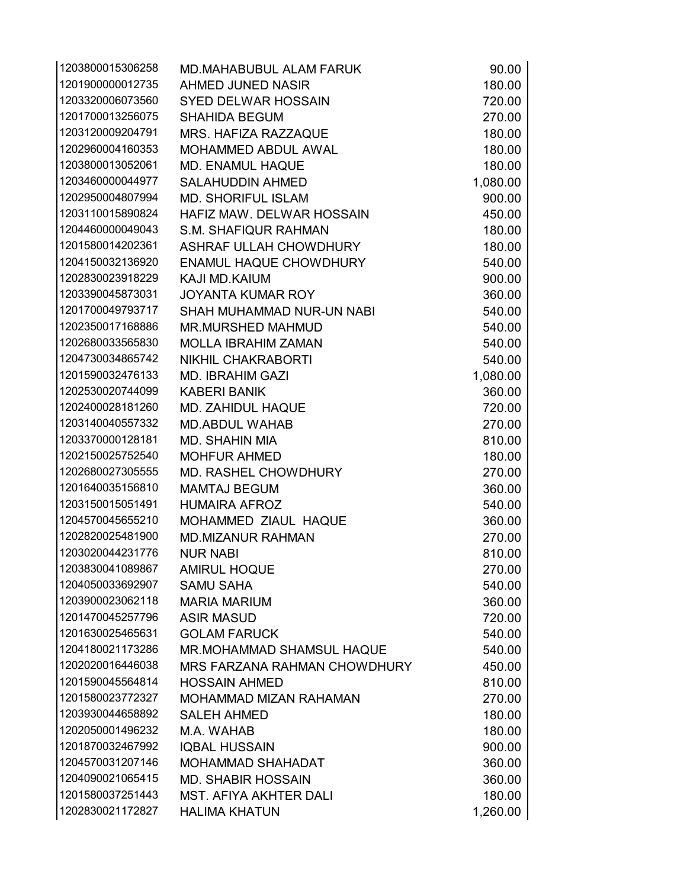| | | |
|---|---|---|
| 1203800015306258 | MD.MAHABUBUL ALAM FARUK | 90.00 |
| 1201900000012735 | AHMED JUNED NASIR | 180.00 |
| 1203320006073560 | SYED DELWAR HOSSAIN | 720.00 |
| 1201700013256075 | SHAHIDA BEGUM | 270.00 |
| 1203120009204791 | MRS. HAFIZA RAZZAQUE | 180.00 |
| 1202960004160353 | MOHAMMED ABDUL AWAL | 180.00 |
| 1203800013052061 | MD. ENAMUL HAQUE | 180.00 |
| 1203460000044977 | SALAHUDDIN AHMED | 1,080.00 |
| 1202950004807994 | MD. SHORIFUL ISLAM | 900.00 |
| 1203110015890824 | HAFIZ MAW. DELWAR HOSSAIN | 450.00 |
| 1204460000049043 | S.M. SHAFIQUR RAHMAN | 180.00 |
| 1201580014202361 | ASHRAF ULLAH CHOWDHURY | 180.00 |
| 1204150032136920 | ENAMUL HAQUE CHOWDHURY | 540.00 |
| 1202830023918229 | KAJI MD.KAIUM | 900.00 |
| 1203390045873031 | JOYANTA KUMAR ROY | 360.00 |
| 1201700049793717 | SHAH MUHAMMAD NUR-UN NABI | 540.00 |
| 1202350017168886 | MR.MURSHED MAHMUD | 540.00 |
| 1202680033565830 | MOLLA IBRAHIM ZAMAN | 540.00 |
| 1204730034865742 | NIKHIL CHAKRABORTI | 540.00 |
| 1201590032476133 | MD. IBRAHIM GAZI | 1,080.00 |
| 1202530020744099 | KABERI BANIK | 360.00 |
| 1202400028181260 | MD. ZAHIDUL HAQUE | 720.00 |
| 1203140040557332 | MD.ABDUL WAHAB | 270.00 |
| 1203370000128181 | MD. SHAHIN MIA | 810.00 |
| 1202150025752540 | MOHFUR AHMED | 180.00 |
| 1202680027305555 | MD. RASHEL CHOWDHURY | 270.00 |
| 1201640035156810 | MAMTAJ BEGUM | 360.00 |
| 1203150015051491 | HUMAIRA AFROZ | 540.00 |
| 1204570045655210 | MOHAMMED ZIAUL HAQUE | 360.00 |
| 1202820025481900 | MD.MIZANUR RAHMAN | 270.00 |
| 1203020044231776 | NUR NABI | 810.00 |
| 1203830041089867 | AMIRUL HOQUE | 270.00 |
| 1204050033692907 | SAMU SAHA | 540.00 |
| 1203900023062118 | MARIA MARIUM | 360.00 |
| 1201470045257796 | ASIR MASUD | 720.00 |
| 1201630025465631 | GOLAM FARUCK | 540.00 |
| 1204180021173286 | MR.MOHAMMAD SHAMSUL HAQUE | 540.00 |
| 1202020016446038 | MRS FARZANA RAHMAN CHOWDHURY | 450.00 |
| 1201590045564814 | HOSSAIN AHMED | 810.00 |
| 1201580023772327 | MOHAMMAD MIZAN RAHAMAN | 270.00 |
| 1203930044658892 | SALEH AHMED | 180.00 |
| 1202050001496232 | M.A. WAHAB | 180.00 |
| 1201870032467992 | IQBAL HUSSAIN | 900.00 |
| 1204570031207146 | MOHAMMAD SHAHADAT | 360.00 |
| 1204090021065415 | MD. SHABIR HOSSAIN | 360.00 |
| 1201580037251443 | MST. AFIYA AKHTER DALI | 180.00 |
| 1202830021172827 | HALIMA KHATUN | 1,260.00 |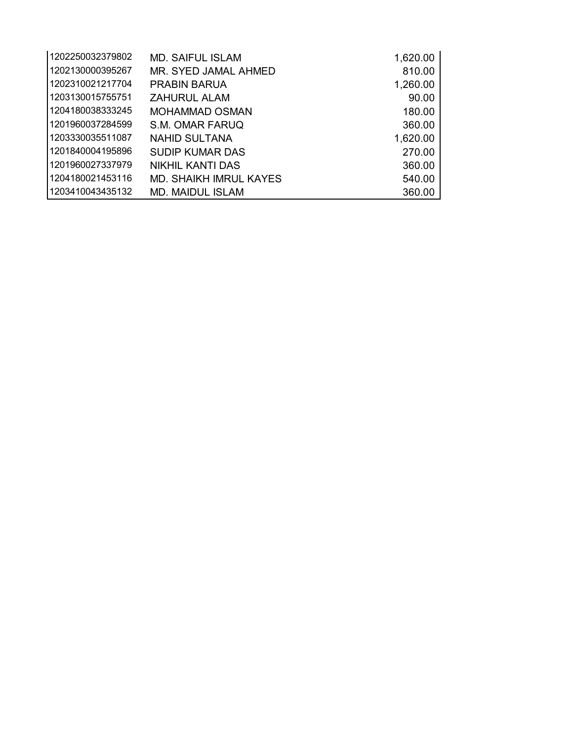| | | |
|---|---|---|
| 1202250032379802 | MD. SAIFUL ISLAM | 1,620.00 |
| 1202130000395267 | MR. SYED JAMAL AHMED | 810.00 |
| 1202310021217704 | PRABIN BARUA | 1,260.00 |
| 1203130015755751 | ZAHURUL ALAM | 90.00 |
| 1204180038333245 | MOHAMMAD OSMAN | 180.00 |
| 1201960037284599 | S.M. OMAR FARUQ | 360.00 |
| 1203330035511087 | NAHID SULTANA | 1,620.00 |
| 1201840004195896 | SUDIP KUMAR DAS | 270.00 |
| 1201960027337979 | NIKHIL KANTI DAS | 360.00 |
| 1204180021453116 | MD. SHAIKH IMRUL KAYES | 540.00 |
| 1203410043435132 | MD. MAIDUL ISLAM | 360.00 |